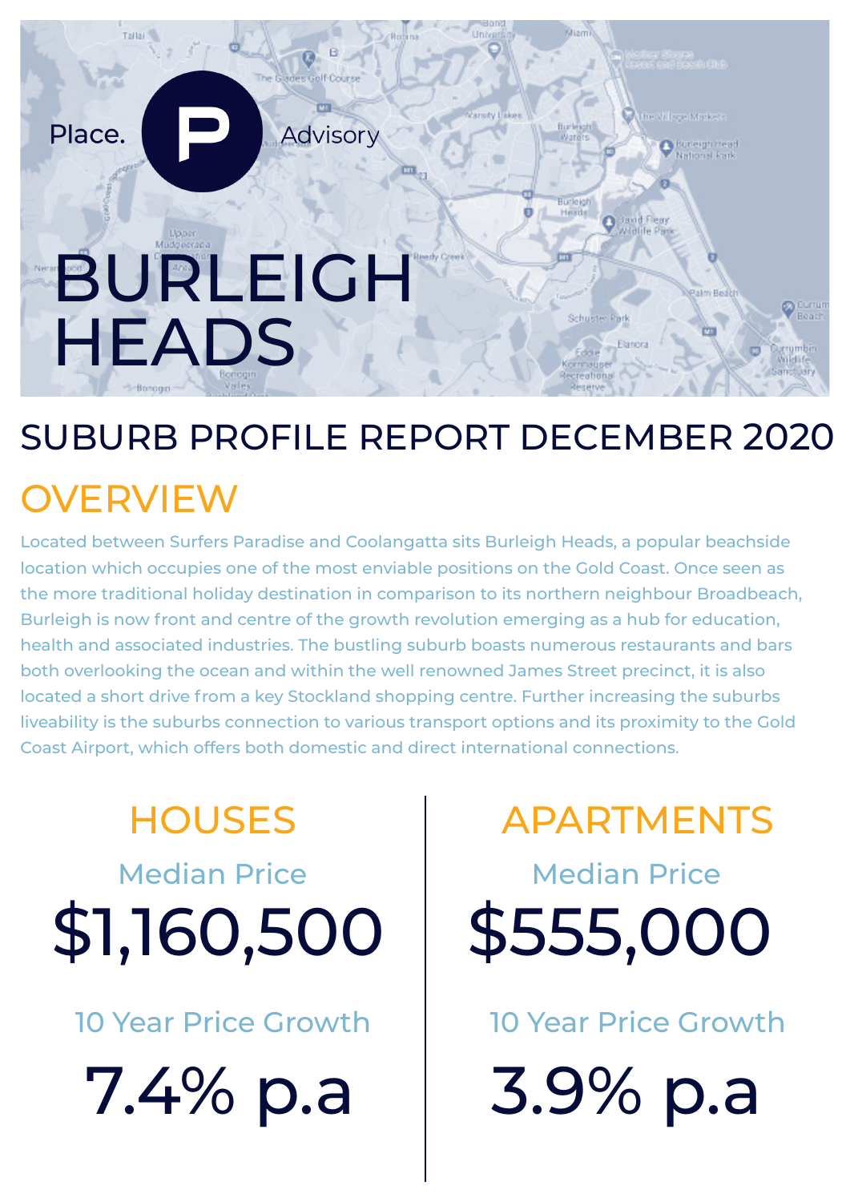Place. P Advisory

# BURLEIGH HEADS

## SUBURB PROFILE REPORT DECEMBER 2020

## OVERVIEW

Located between Surfers Paradise and Coolangatta sits Burleigh Heads, a popular beachside location which occupies one of the most enviable positions on the Gold Coast. Once seen as the more traditional holiday destination in comparison to its northern neighbour Broadbeach, Burleigh is now front and centre of the growth revolution emerging as a hub for education, health and associated industries. The bustling suburb boasts numerous restaurants and bars both overlooking the ocean and within the well renowned James Street precinct, it is also located a short drive from a key Stockland shopping centre. Further increasing the suburbs liveability is the suburbs connection to various transport options and its proximity to the Gold Coast Airport, which offers both domestic and direct international connections.

## HOUSES

Median Price

**$1,160,500**

10 Year Price Growth

**7.4% p.a**

## APARTMENTS

Median Price

**$555,000**

10 Year Price Growth

**3.9% p.a**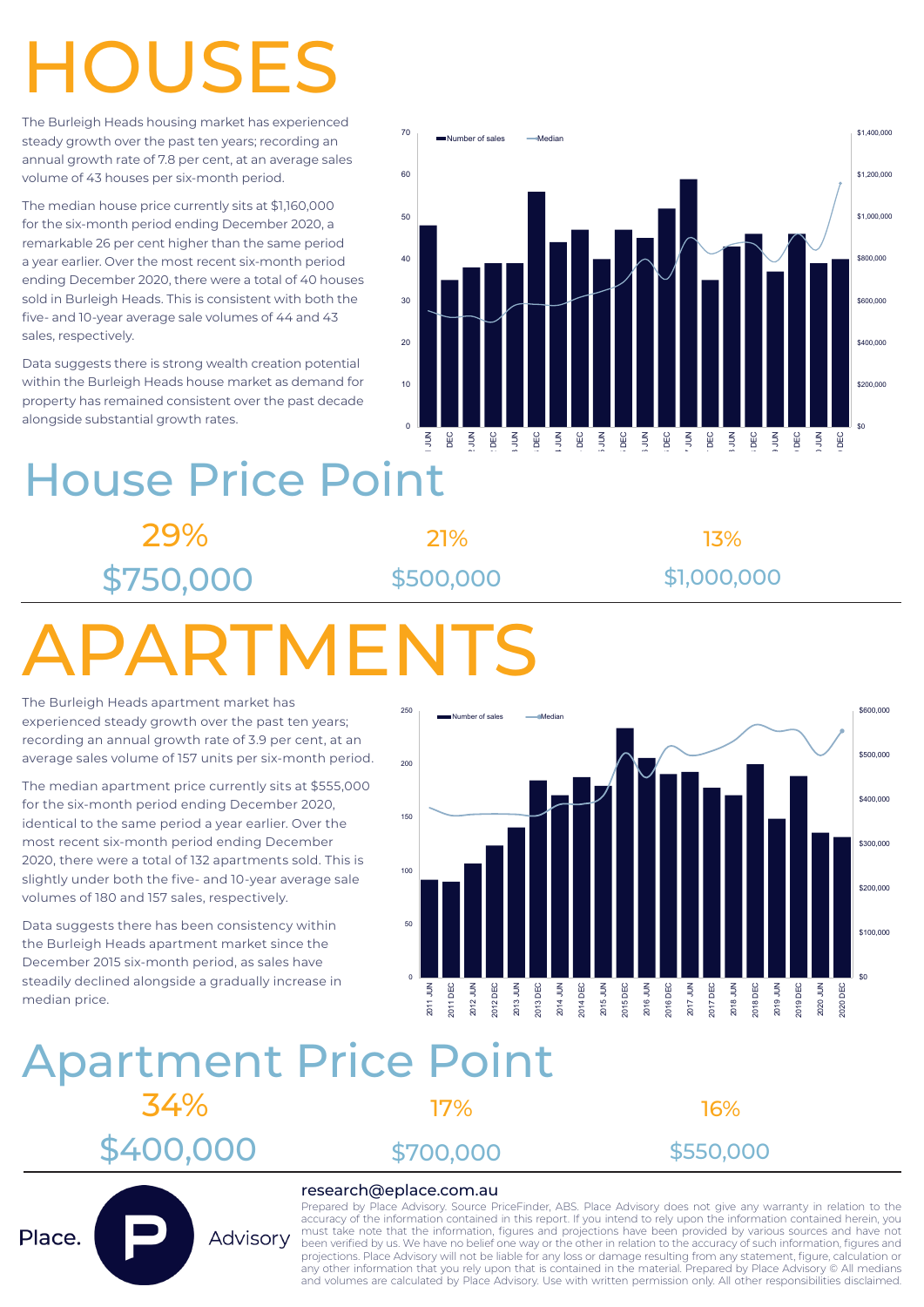# HOUSES

The Burleigh Heads housing market has experienced steady growth over the past ten years; recording an annual growth rate of 7.8 per cent, at an average sales volume of 43 houses per six-month period.

The median house price currently sits at $1,160,000 for the six-month period ending December 2020, a remarkable 26 per cent higher than the same period a year earlier. Over the most recent six-month period ending December 2020, there were a total of 40 houses sold in Burleigh Heads. This is consistent with both the five- and 10-year average sale volumes of 44 and 43 sales, respectively.

Data suggests there is strong wealth creation potential within the Burleigh Heads house market as demand for property has remained consistent over the past decade alongside substantial growth rates.

Number of sales
Median

0
10
20
30
40
50
60
70

$0
$200,000
$400,000
$600,000
$800,000
$1,000,000
$1,200,000
$1,400,000

## House Price Point

29%
$750,000

21%
$500,000

13%
$1,000,000

# APARTMENTS

The Burleigh Heads apartment market has experienced steady growth over the past ten years; recording an annual growth rate of 3.9 per cent, at an average sales volume of 157 units per six-month period.

The median apartment price currently sits at $555,000 for the six-month period ending December 2020, identical to the same period a year earlier. Over the most recent six-month period ending December 2020, there were a total of 132 apartments sold. This is slightly under both the five- and 10-year average sale volumes of 180 and 157 sales, respectively.

Data suggests there has been consistency within the Burleigh Heads apartment market since the December 2015 six-month period, as sales have steadily declined alongside a gradually increase in median price.

Number of sales
Median

0
50
100
150
200
250

$0
$100,000
$200,000
$300,000
$400,000
$500,000
$600,000

2011 JUN
2011 DEC
2012 JUN
2012 DEC
2013 JUN
2013 DEC
2014 JUN
2014 DEC
2015 JUN
2015 DEC
2016 JUN
2016 DEC
2017 JUN
2017 DEC
2018 JUN
2018 DEC
2019 JUN
2019 DEC
2020 JUN
2020 DEC

## Apartment Price Point

34%
$400,000

17%
$700,000

16%
$550,000

Place. Advisory

research@eplace.com.au

Prepared by Place Advisory. Source PriceFinder, ABS. Place Advisory does not give any warranty in relation to the accuracy of the information contained in this report. If you intend to rely upon the information contained herein, you must take note that the information, figures and projections have been provided by various sources and have not been verified by us. We have no belief one way or the other in relation to the accuracy of such information, figures and projections. Place Advisory will not be liable for any loss or damage resulting from any statement, figure, calculation or any other information that you rely upon that is contained in the material. Prepared by Place Advisory © All medians and volumes are calculated by Place Advisory. Use with written permission only. All other responsibilities disclaimed.